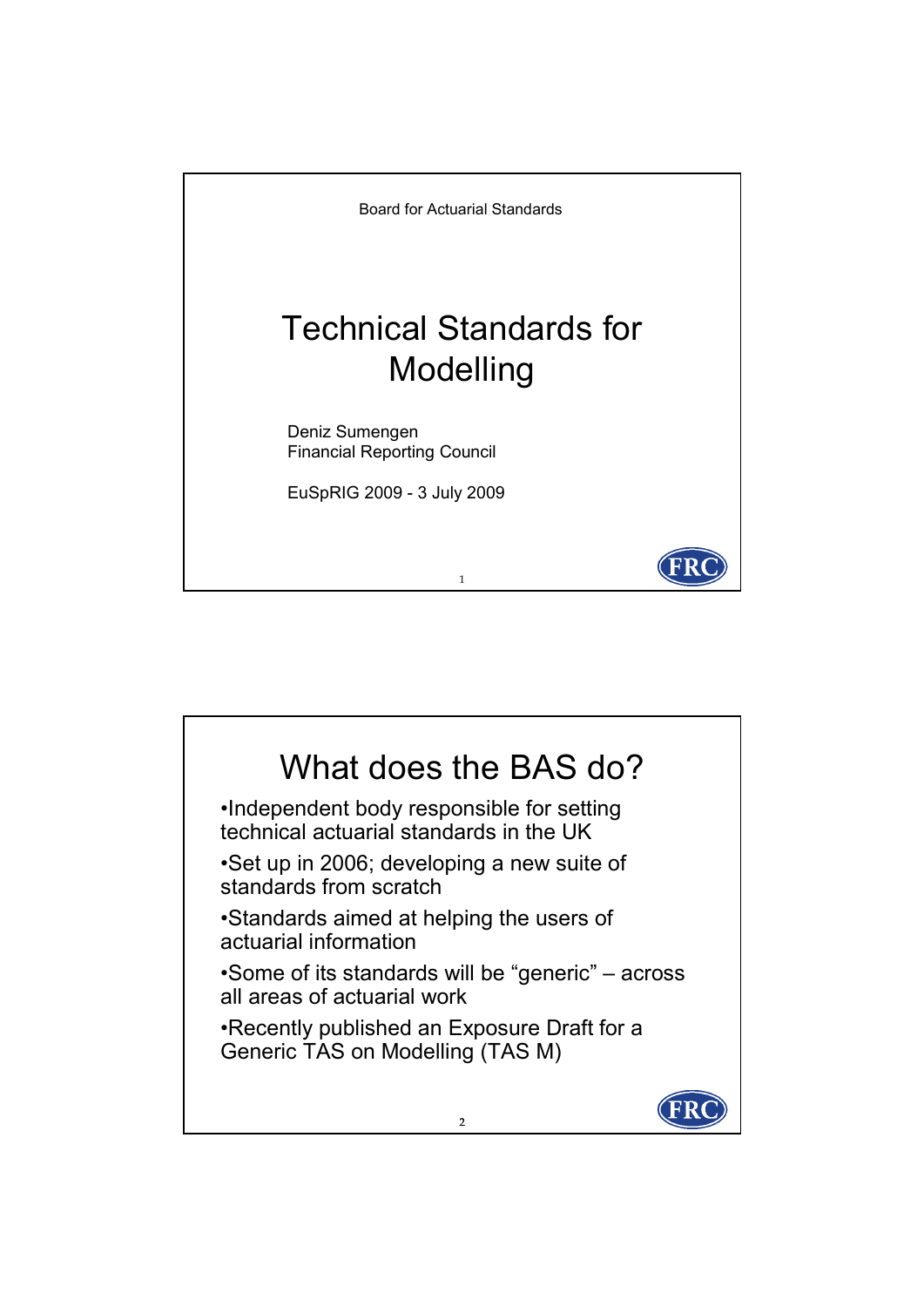Board for Actuarial Standards

# Technical Standards for Modelling

Deniz Sumengen
Financial Reporting Council

EuSpRIG 2009 - 3 July 2009

## What does the BAS do?

- Independent body responsible for setting technical actuarial standards in the UK
- Set up in 2006; developing a new suite of standards from scratch
- Standards aimed at helping the users of actuarial information
- Some of its standards will be "generic" – across all areas of actuarial work
- Recently published an Exposure Draft for a Generic TAS on Modelling (TAS M)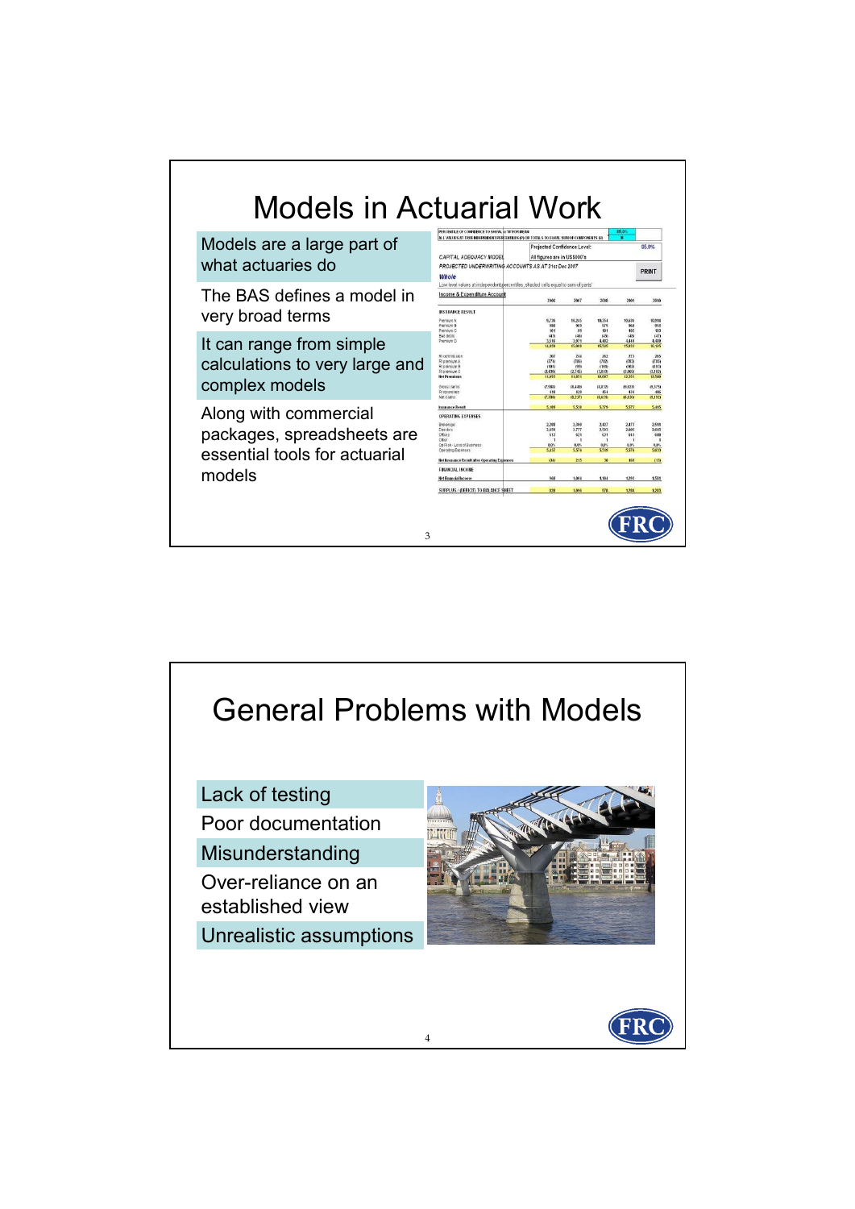# Models in Actuarial Work

- Models are a large part of what actuaries do
- The BAS defines a model in very broad terms
- It can range from simple calculations to very large and complex models
- Along with commercial packages, spreadsheets are essential tools for actuarial models

# General Problems with Models

- Lack of testing
- Poor documentation
- Misunderstanding
- Over-reliance on an established view
- Unrealistic assumptions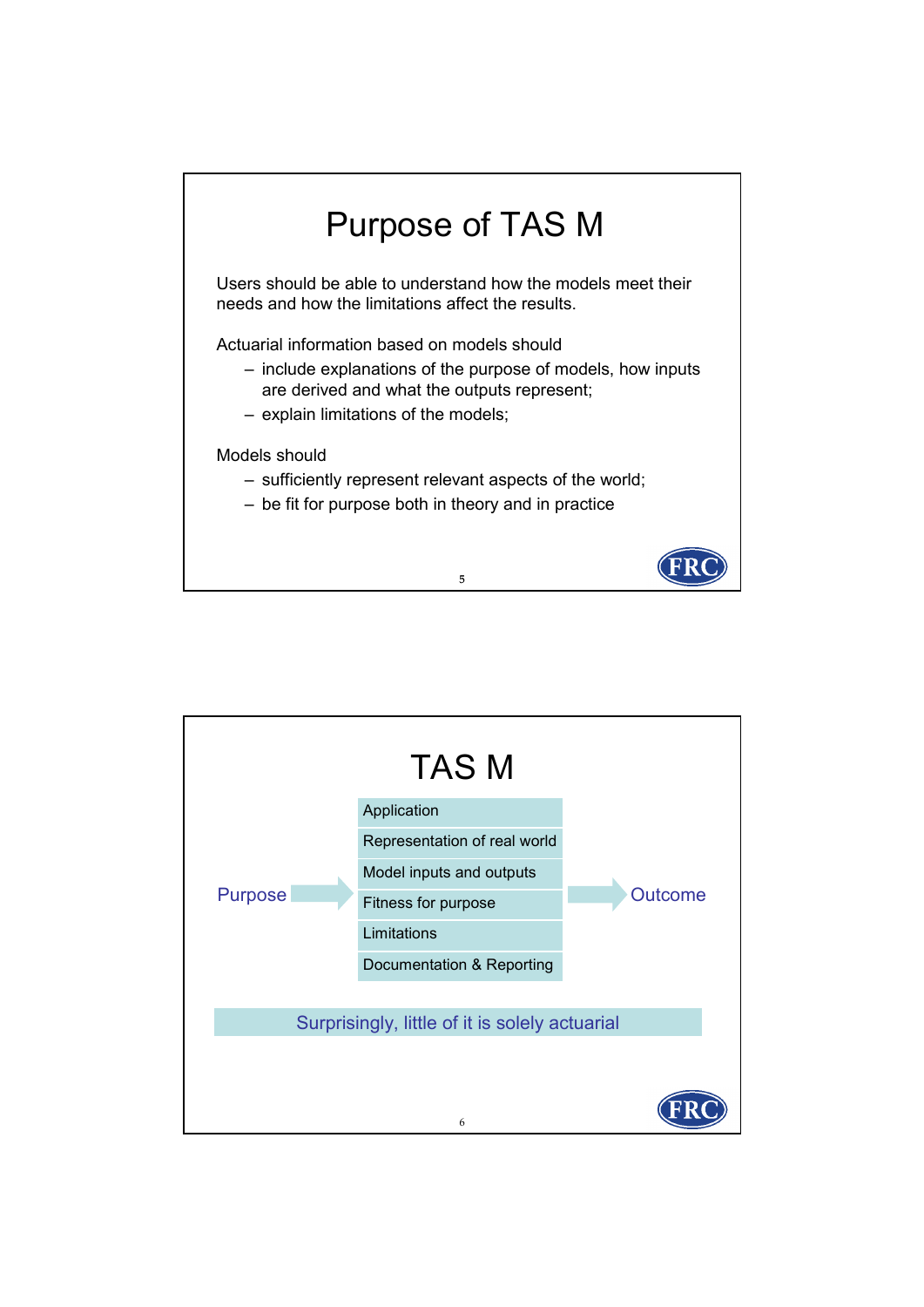# Purpose of TAS M

Users should be able to understand how the models meet their needs and how the limitations affect the results.

Actuarial information based on models should

- include explanations of the purpose of models, how inputs are derived and what the outputs represent;
- explain limitations of the models;

Models should

- sufficiently represent relevant aspects of the world;
- be fit for purpose both in theory and in practice

# TAS M

Purpose → 

- Application
- Representation of real world
- Model inputs and outputs
- Fitness for purpose
- Limitations
- Documentation & Reporting

→ Outcome

Surprisingly, little of it is solely actuarial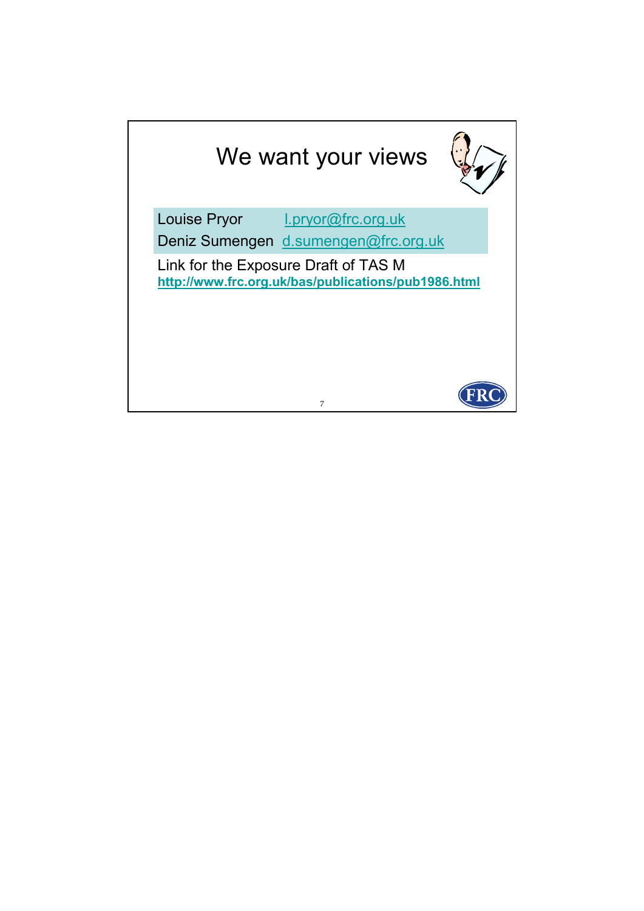# We want your views

Louise Pryor l.pryor@frc.org.uk

Deniz Sumengen d.sumengen@frc.org.uk

Link for the Exposure Draft of TAS M

**http://www.frc.org.uk/bas/publications/pub1986.html**